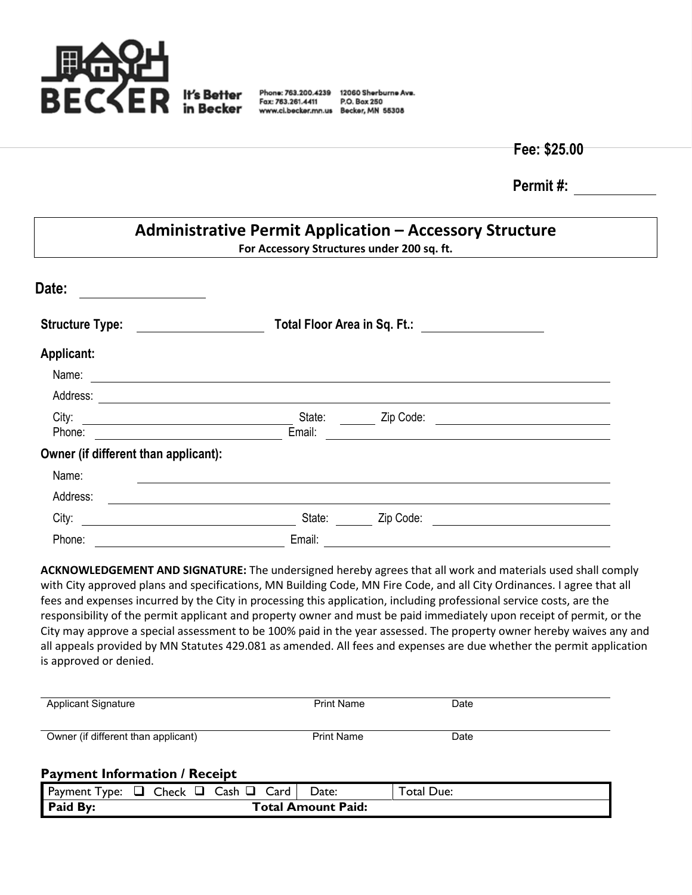BECKER It's Better in Becker

Phone: 763.200.4239
Fax: 763.261.4411
www.ci.becker.mn.us

12060 Sherburne Ave.
P.O. Box 250
Becker, MN 55308

**Fee: $25.00**

**Permit #:** ____________

# Administrative Permit Application – Accessory Structure

**For Accessory Structures under 200 sq. ft.**

**Date:** ____________________

**Structure Type:** ____________________ **Total Floor Area in Sq. Ft.:** ____________________

**Applicant:**

Name: ______________________________________________________________

Address: ______________________________________________________________

City: ______________________________ State: ______ Zip Code: ______________________

Phone: ______________________________ Email: ______________________________________

**Owner (if different than applicant):**

Name: ______________________________________________________________

Address: ______________________________________________________________

City: ______________________________ State: ______ Zip Code: ______________________

Phone: ______________________________ Email: ______________________________________

**ACKNOWLEDGEMENT AND SIGNATURE:** The undersigned hereby agrees that all work and materials used shall comply with City approved plans and specifications, MN Building Code, MN Fire Code, and all City Ordinances. I agree that all fees and expenses incurred by the City in processing this application, including professional service costs, are the responsibility of the permit applicant and property owner and must be paid immediately upon receipt of permit, or the City may approve a special assessment to be 100% paid in the year assessed. The property owner hereby waives any and all appeals provided by MN Statutes 429.081 as amended. All fees and expenses are due whether the permit application is approved or denied.

______________________________________________________________
Applicant Signature | Print Name | Date

______________________________________________________________
Owner (if different than applicant) | Print Name | Date

### Payment Information / Receipt

| Payment Type: ☐ Check ☐ Cash ☐ Card | Date: | Total Due: |
|---|---|---|
| **Paid By:** | **Total Amount Paid:** | |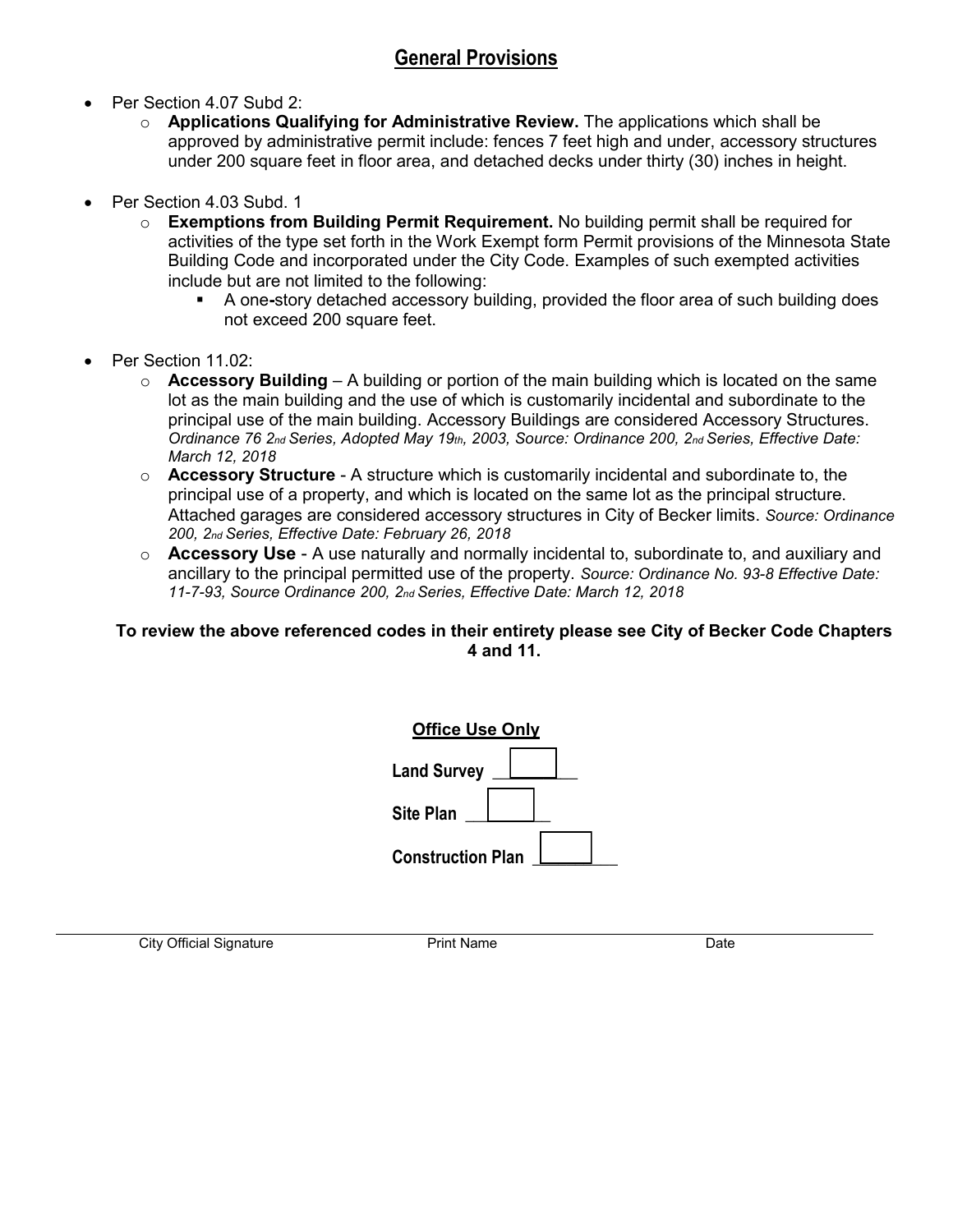## General Provisions

- Per Section 4.07 Subd 2:
  - **Applications Qualifying for Administrative Review.** The applications which shall be approved by administrative permit include: fences 7 feet high and under, accessory structures under 200 square feet in floor area, and detached decks under thirty (30) inches in height.

- Per Section 4.03 Subd. 1
  - **Exemptions from Building Permit Requirement.** No building permit shall be required for activities of the type set forth in the Work Exempt form Permit provisions of the Minnesota State Building Code and incorporated under the City Code. Examples of such exempted activities include but are not limited to the following:
    - A one-story detached accessory building, provided the floor area of such building does not exceed 200 square feet.

- Per Section 11.02:
  - **Accessory Building** – A building or portion of the main building which is located on the same lot as the main building and the use of which is customarily incidental and subordinate to the principal use of the main building. Accessory Buildings are considered Accessory Structures. *Ordinance 76 2nd Series, Adopted May 19th, 2003, Source: Ordinance 200, 2nd Series, Effective Date: March 12, 2018*
  - **Accessory Structure** - A structure which is customarily incidental and subordinate to, the principal use of a property, and which is located on the same lot as the principal structure. Attached garages are considered accessory structures in City of Becker limits. *Source: Ordinance 200, 2nd Series, Effective Date: February 26, 2018*
  - **Accessory Use** - A use naturally and normally incidental to, subordinate to, and auxiliary and ancillary to the principal permitted use of the property. *Source: Ordinance No. 93-8 Effective Date: 11-7-93, Source Ordinance 200, 2nd Series, Effective Date: March 12, 2018*

**To review the above referenced codes in their entirety please see City of Becker Code Chapters 4 and 11.**

**Office Use Only**

**Land Survey** ☐

**Site Plan** ☐

**Construction Plan** ☐

City Official Signature　　　　Print Name　　　　Date